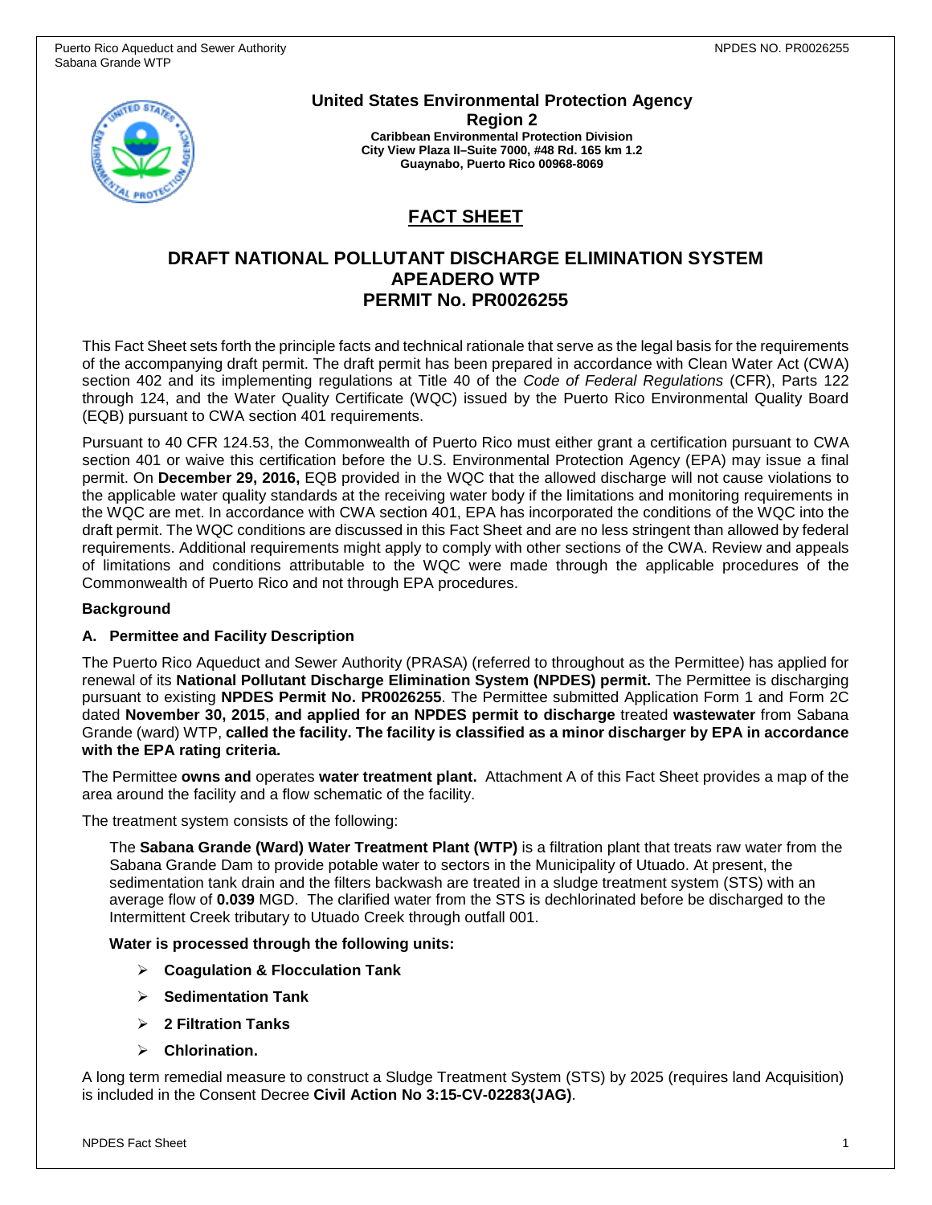**United States Environmental Protection Agency**
**Region 2**
**Caribbean Environmental Protection Division**
**City View Plaza II–Suite 7000, #48 Rd. 165 km 1.2**
**Guaynabo, Puerto Rico 00968-8069**

# FACT SHEET

## DRAFT NATIONAL POLLUTANT DISCHARGE ELIMINATION SYSTEM APEADERO WTP PERMIT No. PR0026255

This Fact Sheet sets forth the principle facts and technical rationale that serve as the legal basis for the requirements of the accompanying draft permit. The draft permit has been prepared in accordance with Clean Water Act (CWA) section 402 and its implementing regulations at Title 40 of the *Code of Federal Regulations* (CFR), Parts 122 through 124, and the Water Quality Certificate (WQC) issued by the Puerto Rico Environmental Quality Board (EQB) pursuant to CWA section 401 requirements.

Pursuant to 40 CFR 124.53, the Commonwealth of Puerto Rico must either grant a certification pursuant to CWA section 401 or waive this certification before the U.S. Environmental Protection Agency (EPA) may issue a final permit. On **December 29, 2016,** EQB provided in the WQC that the allowed discharge will not cause violations to the applicable water quality standards at the receiving water body if the limitations and monitoring requirements in the WQC are met. In accordance with CWA section 401, EPA has incorporated the conditions of the WQC into the draft permit. The WQC conditions are discussed in this Fact Sheet and are no less stringent than allowed by federal requirements. Additional requirements might apply to comply with other sections of the CWA. Review and appeals of limitations and conditions attributable to the WQC were made through the applicable procedures of the Commonwealth of Puerto Rico and not through EPA procedures.

**Background**

**A. Permittee and Facility Description**

The Puerto Rico Aqueduct and Sewer Authority (PRASA) (referred to throughout as the Permittee) has applied for renewal of its **National Pollutant Discharge Elimination System (NPDES) permit.** The Permittee is discharging pursuant to existing **NPDES Permit No. PR0026255**. The Permittee submitted Application Form 1 and Form 2C dated **November 30, 2015**, **and applied for an NPDES permit to discharge** treated **wastewater** from Sabana Grande (ward) WTP, **called the facility. The facility is classified as a minor discharger by EPA in accordance with the EPA rating criteria.**

The Permittee **owns and** operates **water treatment plant.** Attachment A of this Fact Sheet provides a map of the area around the facility and a flow schematic of the facility.

The treatment system consists of the following:

The **Sabana Grande (Ward) Water Treatment Plant (WTP)** is a filtration plant that treats raw water from the Sabana Grande Dam to provide potable water to sectors in the Municipality of Utuado. At present, the sedimentation tank drain and the filters backwash are treated in a sludge treatment system (STS) with an average flow of **0.039** MGD. The clarified water from the STS is dechlorinated before be discharged to the Intermittent Creek tributary to Utuado Creek through outfall 001.

**Water is processed through the following units:**

- **Coagulation & Flocculation Tank**
- **Sedimentation Tank**
- **2 Filtration Tanks**
- **Chlorination.**

A long term remedial measure to construct a Sludge Treatment System (STS) by 2025 (requires land Acquisition) is included in the Consent Decree **Civil Action No 3:15-CV-02283(JAG)**.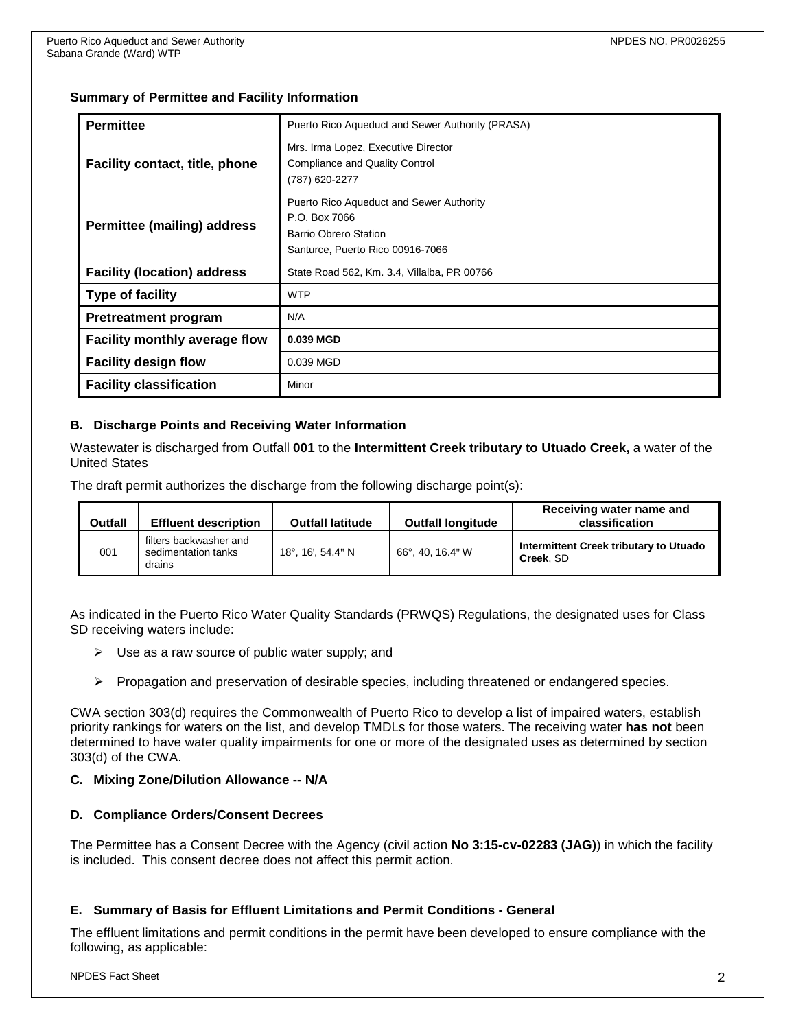**Summary of Permittee and Facility Information**

| **Permittee** | Puerto Rico Aqueduct and Sewer Authority (PRASA) |
|---|---|
| **Facility contact, title, phone** | Mrs. Irma Lopez, Executive Director<br>Compliance and Quality Control<br>(787) 620-2277 |
| **Permittee (mailing) address** | Puerto Rico Aqueduct and Sewer Authority<br>P.O. Box 7066<br>Barrio Obrero Station<br>Santurce, Puerto Rico 00916-7066 |
| **Facility (location) address** | State Road 562, Km. 3.4, Villalba, PR 00766 |
| **Type of facility** | WTP |
| **Pretreatment program** | N/A |
| **Facility monthly average flow** | **0.039 MGD** |
| **Facility design flow** | 0.039 MGD |
| **Facility classification** | Minor |

### B. Discharge Points and Receiving Water Information

Wastewater is discharged from Outfall **001** to the **Intermittent Creek tributary to Utuado Creek,** a water of the United States

The draft permit authorizes the discharge from the following discharge point(s):

| Outfall | Effluent description | Outfall latitude | Outfall longitude | Receiving water name and classification |
|---|---|---|---|---|
| 001 | filters backwasher and sedimentation tanks drains | 18°, 16', 54.4" N | 66°, 40, 16.4" W | **Intermittent Creek tributary to Utuado Creek**, SD |

As indicated in the Puerto Rico Water Quality Standards (PRWQS) Regulations, the designated uses for Class SD receiving waters include:

- Use as a raw source of public water supply; and
- Propagation and preservation of desirable species, including threatened or endangered species.

CWA section 303(d) requires the Commonwealth of Puerto Rico to develop a list of impaired waters, establish priority rankings for waters on the list, and develop TMDLs for those waters. The receiving water **has not** been determined to have water quality impairments for one or more of the designated uses as determined by section 303(d) of the CWA.

### C. Mixing Zone/Dilution Allowance -- N/A

### D. Compliance Orders/Consent Decrees

The Permittee has a Consent Decree with the Agency (civil action **No 3:15-cv-02283 (JAG)**) in which the facility is included. This consent decree does not affect this permit action.

### E. Summary of Basis for Effluent Limitations and Permit Conditions - General

The effluent limitations and permit conditions in the permit have been developed to ensure compliance with the following, as applicable: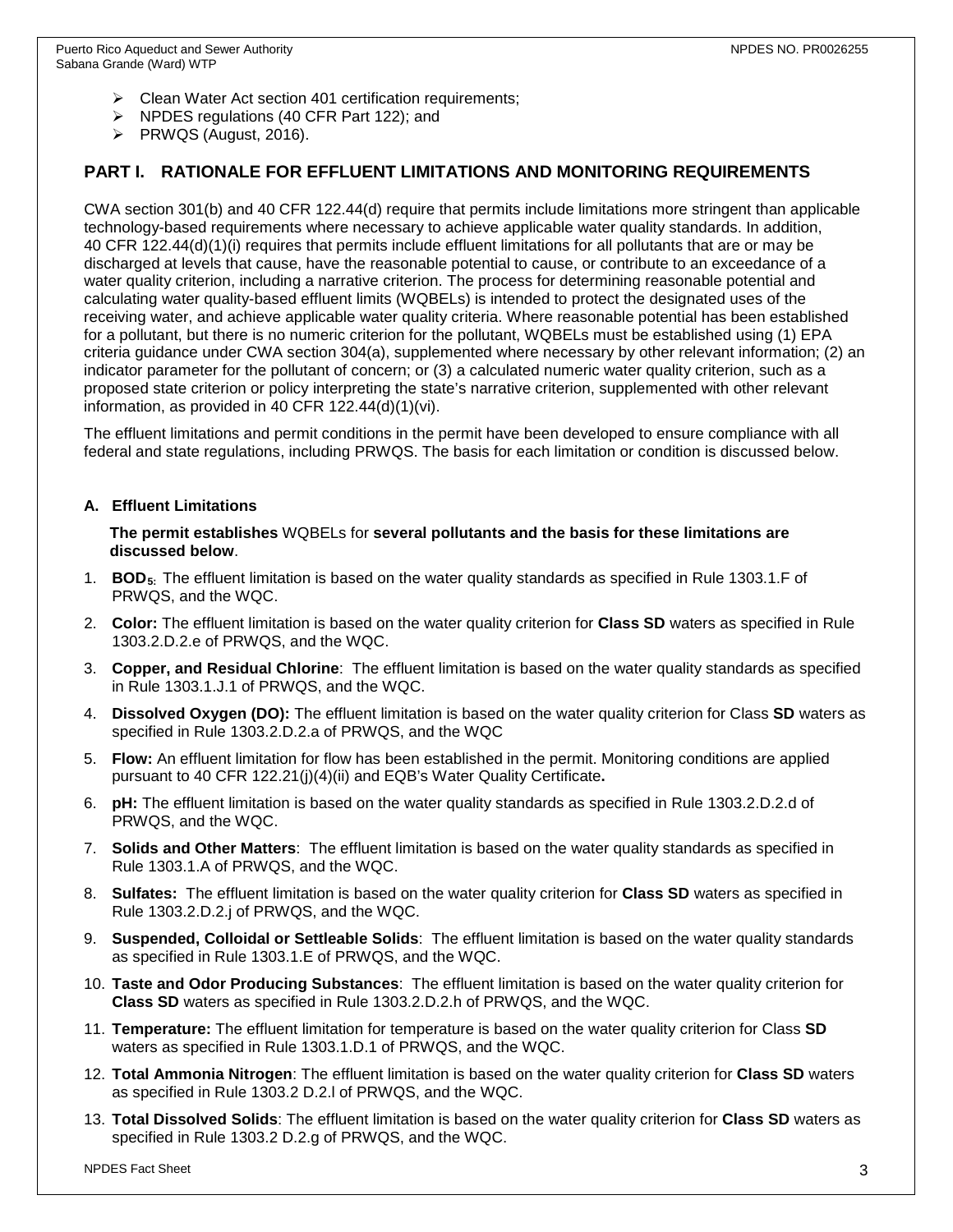- Clean Water Act section 401 certification requirements;
- NPDES regulations (40 CFR Part 122); and
- PRWQS (August, 2016).

## PART I. RATIONALE FOR EFFLUENT LIMITATIONS AND MONITORING REQUIREMENTS

CWA section 301(b) and 40 CFR 122.44(d) require that permits include limitations more stringent than applicable technology-based requirements where necessary to achieve applicable water quality standards. In addition, 40 CFR 122.44(d)(1)(i) requires that permits include effluent limitations for all pollutants that are or may be discharged at levels that cause, have the reasonable potential to cause, or contribute to an exceedance of a water quality criterion, including a narrative criterion. The process for determining reasonable potential and calculating water quality-based effluent limits (WQBELs) is intended to protect the designated uses of the receiving water, and achieve applicable water quality criteria. Where reasonable potential has been established for a pollutant, but there is no numeric criterion for the pollutant, WQBELs must be established using (1) EPA criteria guidance under CWA section 304(a), supplemented where necessary by other relevant information; (2) an indicator parameter for the pollutant of concern; or (3) a calculated numeric water quality criterion, such as a proposed state criterion or policy interpreting the state's narrative criterion, supplemented with other relevant information, as provided in 40 CFR 122.44(d)(1)(vi).

The effluent limitations and permit conditions in the permit have been developed to ensure compliance with all federal and state regulations, including PRWQS. The basis for each limitation or condition is discussed below.

### A. Effluent Limitations

**The permit establishes** WQBELs for **several pollutants and the basis for these limitations are discussed below**.

1. **$BOD_5$**: The effluent limitation is based on the water quality standards as specified in Rule 1303.1.F of PRWQS, and the WQC.
2. **Color:** The effluent limitation is based on the water quality criterion for **Class SD** waters as specified in Rule 1303.2.D.2.e of PRWQS, and the WQC.
3. **Copper, and Residual Chlorine**: The effluent limitation is based on the water quality standards as specified in Rule 1303.1.J.1 of PRWQS, and the WQC.
4. **Dissolved Oxygen (DO):** The effluent limitation is based on the water quality criterion for Class **SD** waters as specified in Rule 1303.2.D.2.a of PRWQS, and the WQC
5. **Flow:** An effluent limitation for flow has been established in the permit. Monitoring conditions are applied pursuant to 40 CFR 122.21(j)(4)(ii) and EQB's Water Quality Certificate**.**
6. **pH:** The effluent limitation is based on the water quality standards as specified in Rule 1303.2.D.2.d of PRWQS, and the WQC.
7. **Solids and Other Matters**: The effluent limitation is based on the water quality standards as specified in Rule 1303.1.A of PRWQS, and the WQC.
8. **Sulfates:** The effluent limitation is based on the water quality criterion for **Class SD** waters as specified in Rule 1303.2.D.2.j of PRWQS, and the WQC.
9. **Suspended, Colloidal or Settleable Solids**: The effluent limitation is based on the water quality standards as specified in Rule 1303.1.E of PRWQS, and the WQC.
10. **Taste and Odor Producing Substances**: The effluent limitation is based on the water quality criterion for **Class SD** waters as specified in Rule 1303.2.D.2.h of PRWQS, and the WQC.
11. **Temperature:** The effluent limitation for temperature is based on the water quality criterion for Class **SD** waters as specified in Rule 1303.1.D.1 of PRWQS, and the WQC.
12. **Total Ammonia Nitrogen**: The effluent limitation is based on the water quality criterion for **Class SD** waters as specified in Rule 1303.2 D.2.l of PRWQS, and the WQC.
13. **Total Dissolved Solids**: The effluent limitation is based on the water quality criterion for **Class SD** waters as specified in Rule 1303.2 D.2.g of PRWQS, and the WQC.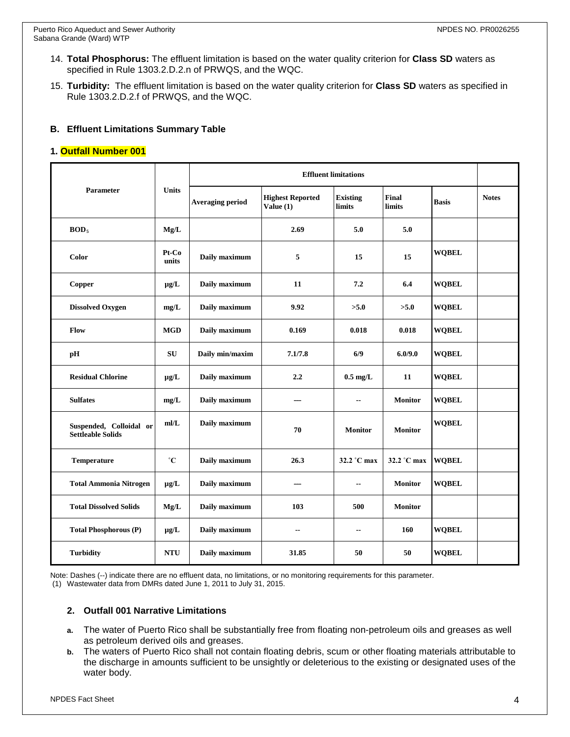14. **Total Phosphorus:** The effluent limitation is based on the water quality criterion for **Class SD** waters as specified in Rule 1303.2.D.2.n of PRWQS, and the WQC.
15. **Turbidity:** The effluent limitation is based on the water quality criterion for **Class SD** waters as specified in Rule 1303.2.D.2.f of PRWQS, and the WQC.

### B. Effluent Limitations Summary Table

#### 1. Outfall Number 001

| Parameter | Units | Effluent limitations | | | | | Notes |
|---|---|---|---|---|---|---|---|
| | | Averaging period | Highest Reported Value (1) | Existing limits | Final limits | Basis | |
| **$BOD_5$** | **Mg/L** | | **2.69** | **5.0** | **5.0** | | |
| **Color** | **Pt-Co units** | **Daily maximum** | **5** | **15** | **15** | **WQBEL** | |
| **Copper** | **µg/L** | **Daily maximum** | **11** | **7.2** | **6.4** | **WQBEL** | |
| **Dissolved Oxygen** | **mg/L** | **Daily maximum** | **9.92** | **>5.0** | **>5.0** | **WQBEL** | |
| **Flow** | **MGD** | **Daily maximum** | **0.169** | **0.018** | **0.018** | **WQBEL** | |
| **pH** | **SU** | **Daily min/maxim** | **7.1/7.8** | **6/9** | **6.0/9.0** | **WQBEL** | |
| **Residual Chlorine** | **µg/L** | **Daily maximum** | **2.2** | **0.5 mg/L** | **11** | **WQBEL** | |
| **Sulfates** | **mg/L** | **Daily maximum** | **—** | **--** | **Monitor** | **WQBEL** | |
| **Suspended, Colloidal or Settleable Solids** | **ml/L** | **Daily maximum** | **70** | **Monitor** | **Monitor** | **WQBEL** | |
| **Temperature** | **˚C** | **Daily maximum** | **26.3** | **32.2 ˚C max** | **32.2 ˚C max** | **WQBEL** | |
| **Total Ammonia Nitrogen** | **µg/L** | **Daily maximum** | **—** | **--** | **Monitor** | **WQBEL** | |
| **Total Dissolved Solids** | **Mg/L** | **Daily maximum** | **103** | **500** | **Monitor** | | |
| **Total Phosphorous (P)** | **µg/L** | **Daily maximum** | **--** | **--** | **160** | **WQBEL** | |
| **Turbidity** | **NTU** | **Daily maximum** | **31.85** | **50** | **50** | **WQBEL** | |

Note: Dashes (--) indicate there are no effluent data, no limitations, or no monitoring requirements for this parameter.
(1) Wastewater data from DMRs dated June 1, 2011 to July 31, 2015.

#### 2. Outfall 001 Narrative Limitations

a. The water of Puerto Rico shall be substantially free from floating non-petroleum oils and greases as well as petroleum derived oils and greases.
b. The waters of Puerto Rico shall not contain floating debris, scum or other floating materials attributable to the discharge in amounts sufficient to be unsightly or deleterious to the existing or designated uses of the water body.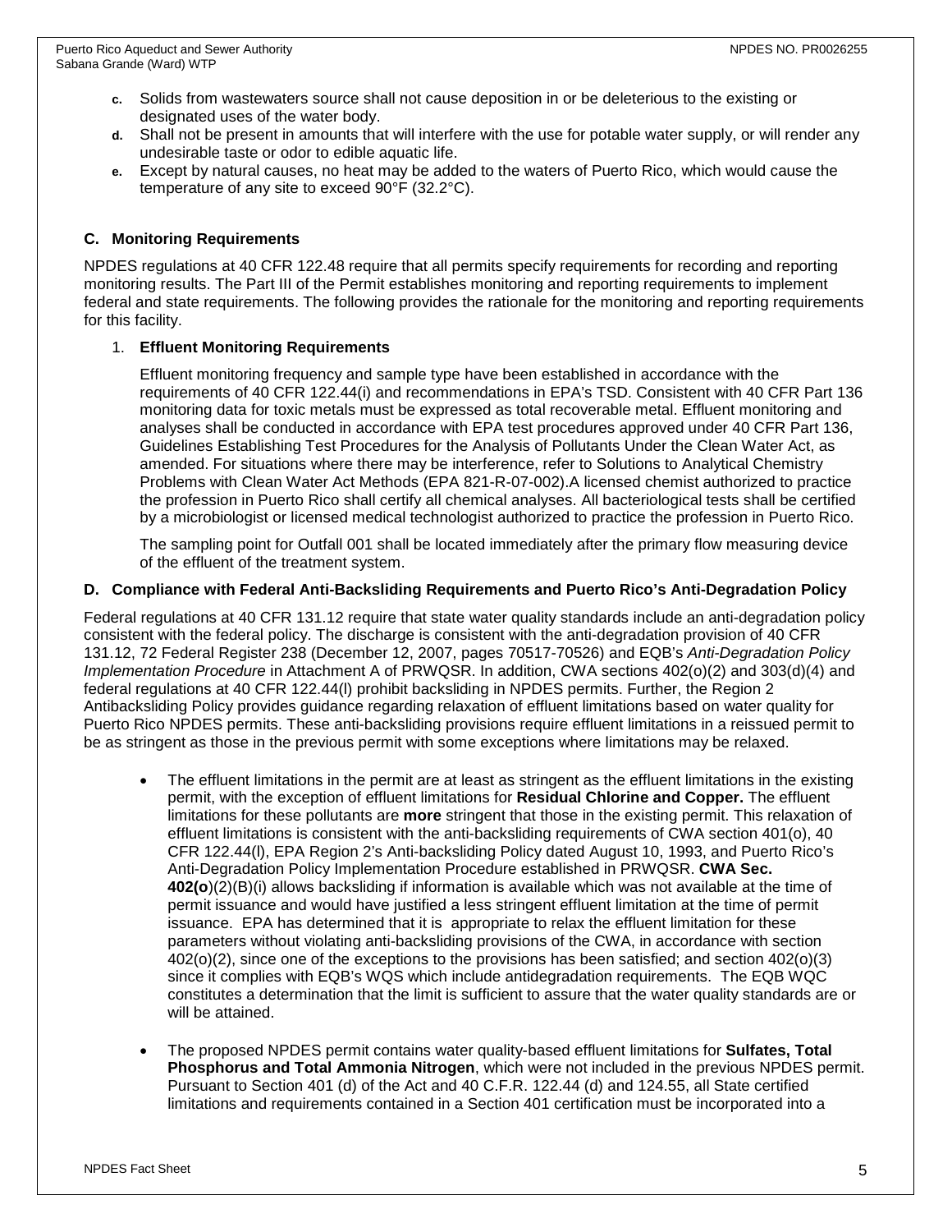c. Solids from wastewaters source shall not cause deposition in or be deleterious to the existing or designated uses of the water body.
d. Shall not be present in amounts that will interfere with the use for potable water supply, or will render any undesirable taste or odor to edible aquatic life.
e. Except by natural causes, no heat may be added to the waters of Puerto Rico, which would cause the temperature of any site to exceed 90°F (32.2°C).

### C. Monitoring Requirements

NPDES regulations at 40 CFR 122.48 require that all permits specify requirements for recording and reporting monitoring results. The Part III of the Permit establishes monitoring and reporting requirements to implement federal and state requirements. The following provides the rationale for the monitoring and reporting requirements for this facility.

1. **Effluent Monitoring Requirements**

   Effluent monitoring frequency and sample type have been established in accordance with the requirements of 40 CFR 122.44(i) and recommendations in EPA's TSD. Consistent with 40 CFR Part 136 monitoring data for toxic metals must be expressed as total recoverable metal. Effluent monitoring and analyses shall be conducted in accordance with EPA test procedures approved under 40 CFR Part 136, Guidelines Establishing Test Procedures for the Analysis of Pollutants Under the Clean Water Act, as amended. For situations where there may be interference, refer to Solutions to Analytical Chemistry Problems with Clean Water Act Methods (EPA 821-R-07-002).A licensed chemist authorized to practice the profession in Puerto Rico shall certify all chemical analyses. All bacteriological tests shall be certified by a microbiologist or licensed medical technologist authorized to practice the profession in Puerto Rico.

   The sampling point for Outfall 001 shall be located immediately after the primary flow measuring device of the effluent of the treatment system.

### D. Compliance with Federal Anti-Backsliding Requirements and Puerto Rico's Anti-Degradation Policy

Federal regulations at 40 CFR 131.12 require that state water quality standards include an anti-degradation policy consistent with the federal policy. The discharge is consistent with the anti-degradation provision of 40 CFR 131.12, 72 Federal Register 238 (December 12, 2007, pages 70517-70526) and EQB's *Anti-Degradation Policy Implementation Procedure* in Attachment A of PRWQSR. In addition, CWA sections 402(o)(2) and 303(d)(4) and federal regulations at 40 CFR 122.44(l) prohibit backsliding in NPDES permits. Further, the Region 2 Antibacksliding Policy provides guidance regarding relaxation of effluent limitations based on water quality for Puerto Rico NPDES permits. These anti-backsliding provisions require effluent limitations in a reissued permit to be as stringent as those in the previous permit with some exceptions where limitations may be relaxed.

- The effluent limitations in the permit are at least as stringent as the effluent limitations in the existing permit, with the exception of effluent limitations for **Residual Chlorine and Copper.** The effluent limitations for these pollutants are **more** stringent that those in the existing permit. This relaxation of effluent limitations is consistent with the anti-backsliding requirements of CWA section 401(o), 40 CFR 122.44(l), EPA Region 2's Anti-backsliding Policy dated August 10, 1993, and Puerto Rico's Anti-Degradation Policy Implementation Procedure established in PRWQSR. **CWA Sec. 402(o**)(2)(B)(i) allows backsliding if information is available which was not available at the time of permit issuance and would have justified a less stringent effluent limitation at the time of permit issuance. EPA has determined that it is appropriate to relax the effluent limitation for these parameters without violating anti-backsliding provisions of the CWA, in accordance with section 402(o)(2), since one of the exceptions to the provisions has been satisfied; and section 402(o)(3) since it complies with EQB's WQS which include antidegradation requirements. The EQB WQC constitutes a determination that the limit is sufficient to assure that the water quality standards are or will be attained.

- The proposed NPDES permit contains water quality-based effluent limitations for **Sulfates, Total Phosphorus and Total Ammonia Nitrogen**, which were not included in the previous NPDES permit. Pursuant to Section 401 (d) of the Act and 40 C.F.R. 122.44 (d) and 124.55, all State certified limitations and requirements contained in a Section 401 certification must be incorporated into a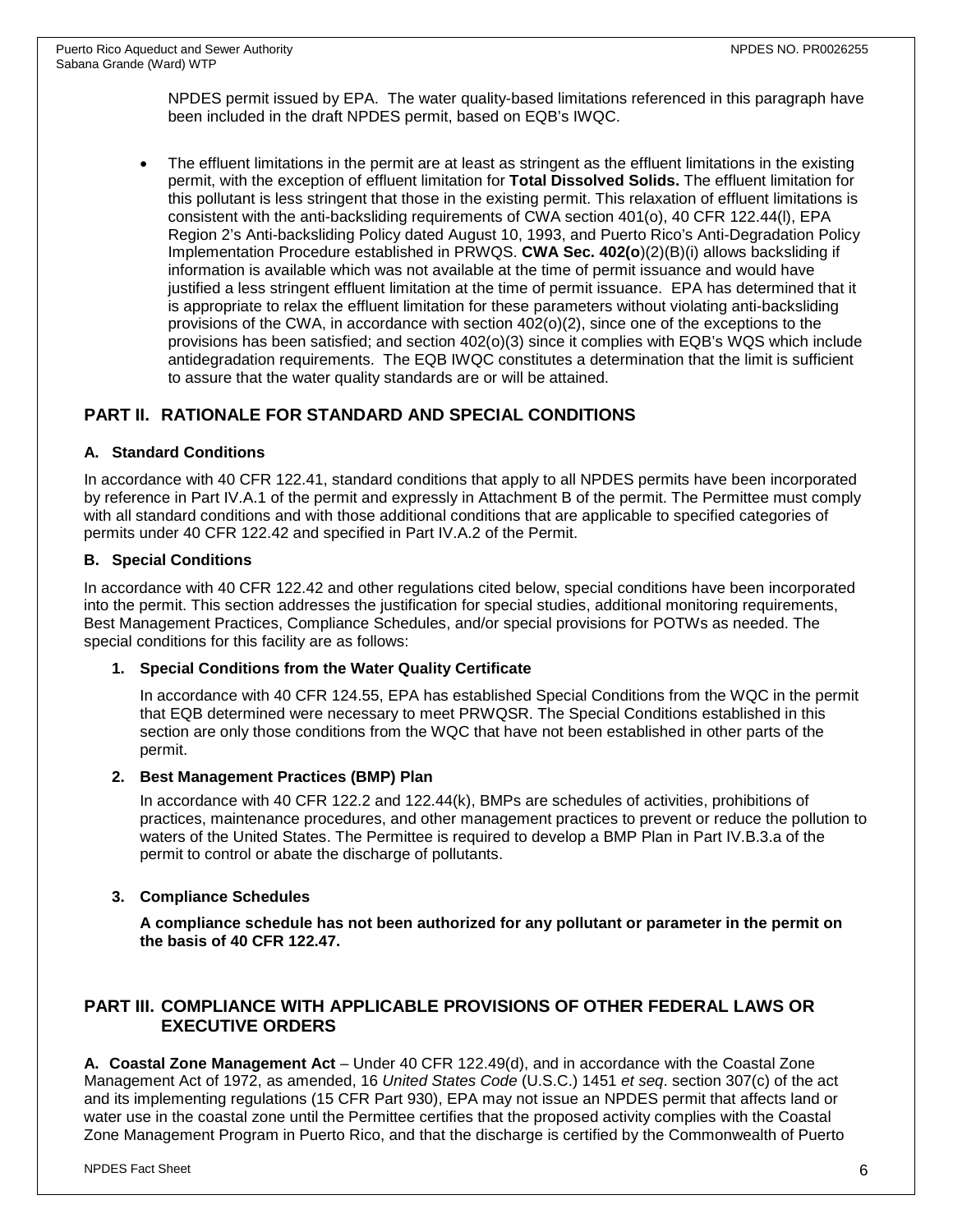NPDES permit issued by EPA. The water quality-based limitations referenced in this paragraph have been included in the draft NPDES permit, based on EQB's IWQC.

- The effluent limitations in the permit are at least as stringent as the effluent limitations in the existing permit, with the exception of effluent limitation for **Total Dissolved Solids.** The effluent limitation for this pollutant is less stringent that those in the existing permit. This relaxation of effluent limitations is consistent with the anti-backsliding requirements of CWA section 401(o), 40 CFR 122.44(l), EPA Region 2's Anti-backsliding Policy dated August 10, 1993, and Puerto Rico's Anti-Degradation Policy Implementation Procedure established in PRWQS. **CWA Sec. 402(o**)(2)(B)(i) allows backsliding if information is available which was not available at the time of permit issuance and would have justified a less stringent effluent limitation at the time of permit issuance. EPA has determined that it is appropriate to relax the effluent limitation for these parameters without violating anti-backsliding provisions of the CWA, in accordance with section 402(o)(2), since one of the exceptions to the provisions has been satisfied; and section 402(o)(3) since it complies with EQB's WQS which include antidegradation requirements. The EQB IWQC constitutes a determination that the limit is sufficient to assure that the water quality standards are or will be attained.

## PART II. RATIONALE FOR STANDARD AND SPECIAL CONDITIONS

### A. Standard Conditions

In accordance with 40 CFR 122.41, standard conditions that apply to all NPDES permits have been incorporated by reference in Part IV.A.1 of the permit and expressly in Attachment B of the permit. The Permittee must comply with all standard conditions and with those additional conditions that are applicable to specified categories of permits under 40 CFR 122.42 and specified in Part IV.A.2 of the Permit.

### B. Special Conditions

In accordance with 40 CFR 122.42 and other regulations cited below, special conditions have been incorporated into the permit. This section addresses the justification for special studies, additional monitoring requirements, Best Management Practices, Compliance Schedules, and/or special provisions for POTWs as needed. The special conditions for this facility are as follows:

#### 1. Special Conditions from the Water Quality Certificate

In accordance with 40 CFR 124.55, EPA has established Special Conditions from the WQC in the permit that EQB determined were necessary to meet PRWQSR. The Special Conditions established in this section are only those conditions from the WQC that have not been established in other parts of the permit.

#### 2. Best Management Practices (BMP) Plan

In accordance with 40 CFR 122.2 and 122.44(k), BMPs are schedules of activities, prohibitions of practices, maintenance procedures, and other management practices to prevent or reduce the pollution to waters of the United States. The Permittee is required to develop a BMP Plan in Part IV.B.3.a of the permit to control or abate the discharge of pollutants.

#### 3. Compliance Schedules

**A compliance schedule has not been authorized for any pollutant or parameter in the permit on the basis of 40 CFR 122.47.**

## PART III. COMPLIANCE WITH APPLICABLE PROVISIONS OF OTHER FEDERAL LAWS OR EXECUTIVE ORDERS

**A. Coastal Zone Management Act** – Under 40 CFR 122.49(d), and in accordance with the Coastal Zone Management Act of 1972, as amended, 16 *United States Code* (U.S.C.) 1451 *et seq*. section 307(c) of the act and its implementing regulations (15 CFR Part 930), EPA may not issue an NPDES permit that affects land or water use in the coastal zone until the Permittee certifies that the proposed activity complies with the Coastal Zone Management Program in Puerto Rico, and that the discharge is certified by the Commonwealth of Puerto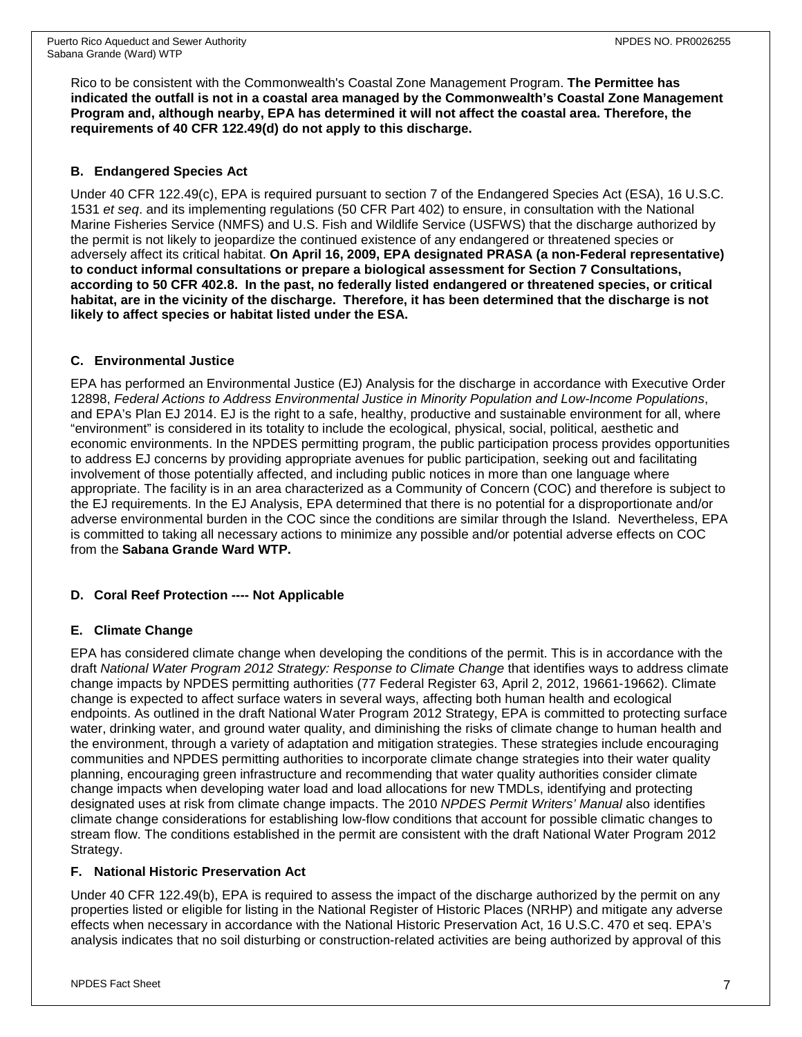Rico to be consistent with the Commonwealth's Coastal Zone Management Program. **The Permittee has indicated the outfall is not in a coastal area managed by the Commonwealth's Coastal Zone Management Program and, although nearby, EPA has determined it will not affect the coastal area. Therefore, the requirements of 40 CFR 122.49(d) do not apply to this discharge.**

### B. Endangered Species Act

Under 40 CFR 122.49(c), EPA is required pursuant to section 7 of the Endangered Species Act (ESA), 16 U.S.C. 1531 *et seq*. and its implementing regulations (50 CFR Part 402) to ensure, in consultation with the National Marine Fisheries Service (NMFS) and U.S. Fish and Wildlife Service (USFWS) that the discharge authorized by the permit is not likely to jeopardize the continued existence of any endangered or threatened species or adversely affect its critical habitat. **On April 16, 2009, EPA designated PRASA (a non-Federal representative) to conduct informal consultations or prepare a biological assessment for Section 7 Consultations, according to 50 CFR 402.8. In the past, no federally listed endangered or threatened species, or critical habitat, are in the vicinity of the discharge. Therefore, it has been determined that the discharge is not likely to affect species or habitat listed under the ESA.**

### C. Environmental Justice

EPA has performed an Environmental Justice (EJ) Analysis for the discharge in accordance with Executive Order 12898, *Federal Actions to Address Environmental Justice in Minority Population and Low-Income Populations*, and EPA's Plan EJ 2014. EJ is the right to a safe, healthy, productive and sustainable environment for all, where "environment" is considered in its totality to include the ecological, physical, social, political, aesthetic and economic environments. In the NPDES permitting program, the public participation process provides opportunities to address EJ concerns by providing appropriate avenues for public participation, seeking out and facilitating involvement of those potentially affected, and including public notices in more than one language where appropriate. The facility is in an area characterized as a Community of Concern (COC) and therefore is subject to the EJ requirements. In the EJ Analysis, EPA determined that there is no potential for a disproportionate and/or adverse environmental burden in the COC since the conditions are similar through the Island. Nevertheless, EPA is committed to taking all necessary actions to minimize any possible and/or potential adverse effects on COC from the **Sabana Grande Ward WTP.**

### D. Coral Reef Protection ---- Not Applicable

### E. Climate Change

EPA has considered climate change when developing the conditions of the permit. This is in accordance with the draft *National Water Program 2012 Strategy: Response to Climate Change* that identifies ways to address climate change impacts by NPDES permitting authorities (77 Federal Register 63, April 2, 2012, 19661-19662). Climate change is expected to affect surface waters in several ways, affecting both human health and ecological endpoints. As outlined in the draft National Water Program 2012 Strategy, EPA is committed to protecting surface water, drinking water, and ground water quality, and diminishing the risks of climate change to human health and the environment, through a variety of adaptation and mitigation strategies. These strategies include encouraging communities and NPDES permitting authorities to incorporate climate change strategies into their water quality planning, encouraging green infrastructure and recommending that water quality authorities consider climate change impacts when developing water load and load allocations for new TMDLs, identifying and protecting designated uses at risk from climate change impacts. The 2010 *NPDES Permit Writers' Manual* also identifies climate change considerations for establishing low-flow conditions that account for possible climatic changes to stream flow. The conditions established in the permit are consistent with the draft National Water Program 2012 Strategy.

### F. National Historic Preservation Act

Under 40 CFR 122.49(b), EPA is required to assess the impact of the discharge authorized by the permit on any properties listed or eligible for listing in the National Register of Historic Places (NRHP) and mitigate any adverse effects when necessary in accordance with the National Historic Preservation Act, 16 U.S.C. 470 et seq. EPA's analysis indicates that no soil disturbing or construction-related activities are being authorized by approval of this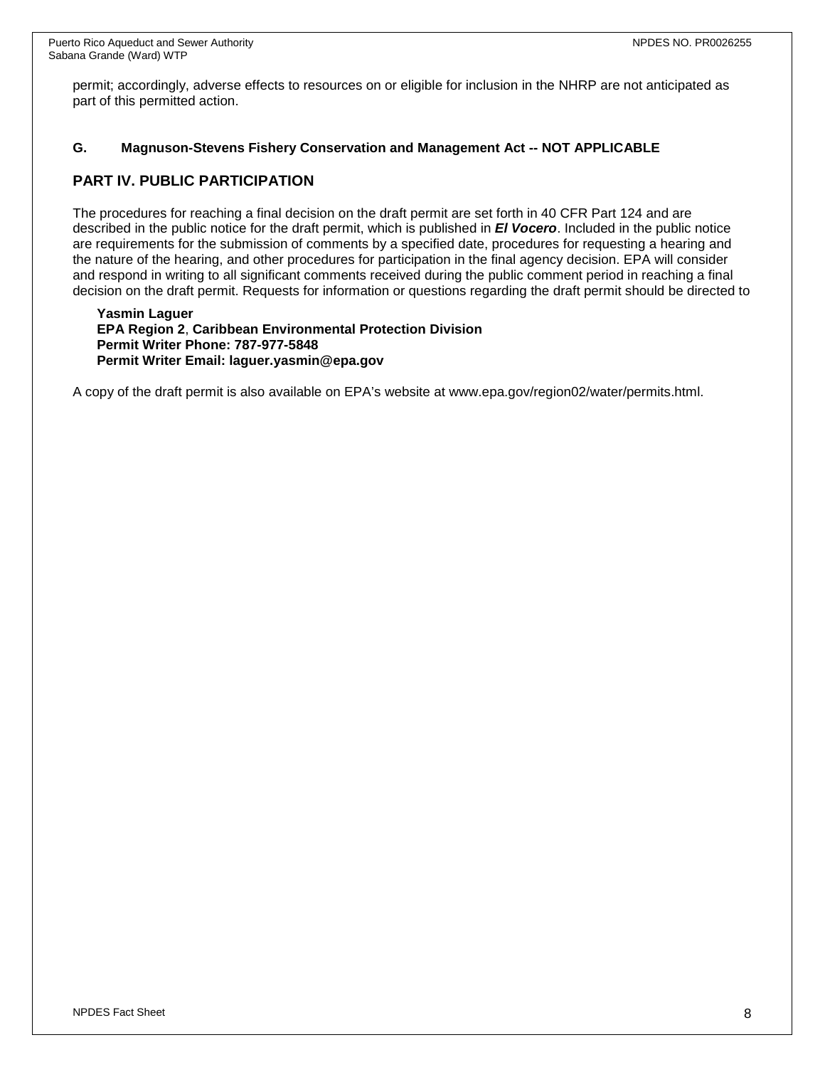permit; accordingly, adverse effects to resources on or eligible for inclusion in the NHRP are not anticipated as part of this permitted action.

### G. Magnuson-Stevens Fishery Conservation and Management Act -- NOT APPLICABLE

## PART IV. PUBLIC PARTICIPATION

The procedures for reaching a final decision on the draft permit are set forth in 40 CFR Part 124 and are described in the public notice for the draft permit, which is published in ***El Vocero***. Included in the public notice are requirements for the submission of comments by a specified date, procedures for requesting a hearing and the nature of the hearing, and other procedures for participation in the final agency decision. EPA will consider and respond in writing to all significant comments received during the public comment period in reaching a final decision on the draft permit. Requests for information or questions regarding the draft permit should be directed to

**Yasmin Laguer**
**EPA Region 2**, **Caribbean Environmental Protection Division**
**Permit Writer Phone: 787-977-5848**
**Permit Writer Email: laguer.yasmin@epa.gov**

A copy of the draft permit is also available on EPA's website at www.epa.gov/region02/water/permits.html.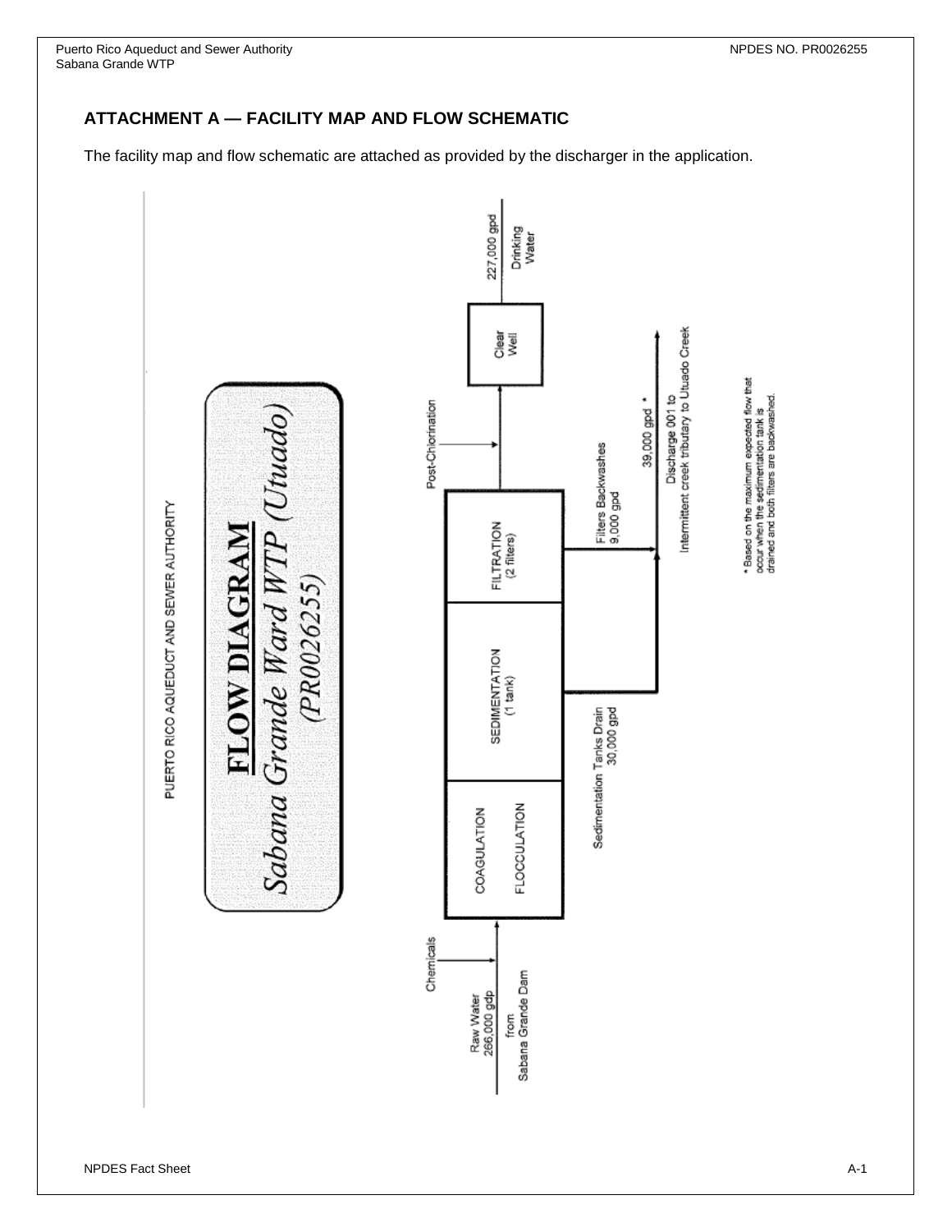## ATTACHMENT A — FACILITY MAP AND FLOW SCHEMATIC

The facility map and flow schematic are attached as provided by the discharger in the application.

PUERTO RICO AQUEDUCT AND SEWER AUTHORITY

**FLOW DIAGRAM**

*Sabana Grande Ward WTP (Utuado)*

*(PR0026255)*

Raw Water 266,000 gdp from Sabana Grande Dam

Chemicals

COAGULATION

FLOCCULATION

SEDIMENTATION (1 tank)

FILTRATION (2 filters)

Post-Chlorination

Clear Well

227,000 gpd Drinking Water

Sedimentation Tanks Drain 30,000 gpd

Filters Backwashes 9,000 gpd

39,000 gpd *

Discharge 001 to Intermittent creek tributary to Utuado Creek

\* Based on the maximum expected flow that occur when the sedimentation tank is drained and both filters are backwashed.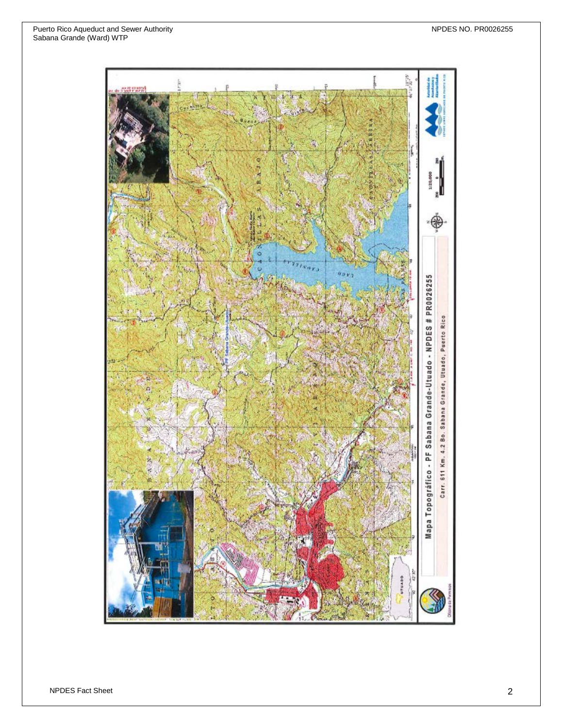Mapa Topográfico - PF Sabana Grande-Utuado - NPDES # PR0026255

Carr. 611 Km. 4.2 Bo. Sabana Grande, Utuado, Puerto Rico